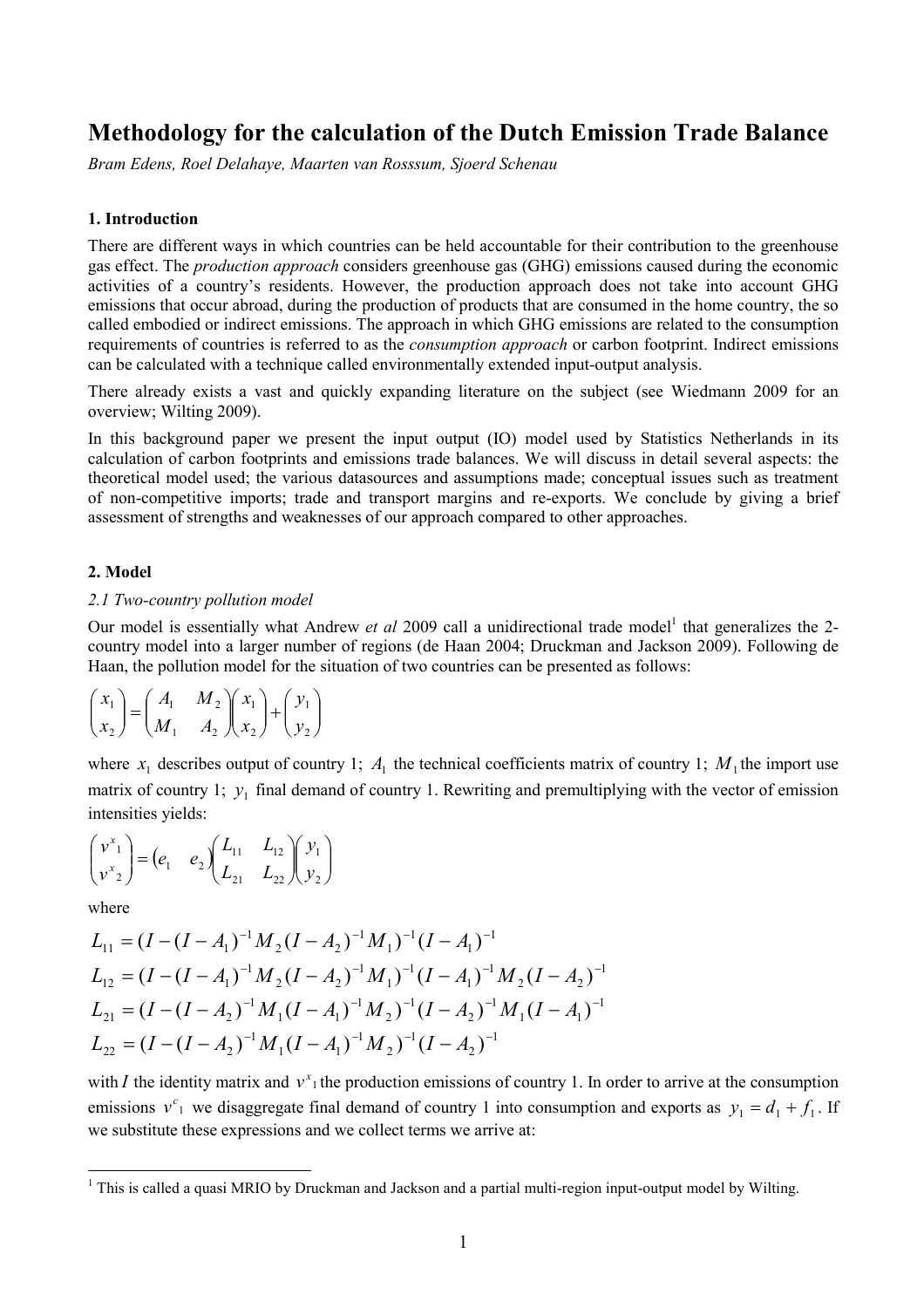# Methodology for the calculation of the Dutch Emission Trade Balance

*Bram Edens, Roel Delahaye, Maarten van Rosssum, Sjoerd Schenau*

## 1. Introduction

There are different ways in which countries can be held accountable for their contribution to the greenhouse gas effect. The *production approach* considers greenhouse gas (GHG) emissions caused during the economic activities of a country's residents. However, the production approach does not take into account GHG emissions that occur abroad, during the production of products that are consumed in the home country, the so called embodied or indirect emissions. The approach in which GHG emissions are related to the consumption requirements of countries is referred to as the *consumption approach* or carbon footprint. Indirect emissions can be calculated with a technique called environmentally extended input-output analysis.

There already exists a vast and quickly expanding literature on the subject (see Wiedmann 2009 for an overview; Wilting 2009).

In this background paper we present the input output (IO) model used by Statistics Netherlands in its calculation of carbon footprints and emissions trade balances. We will discuss in detail several aspects: the theoretical model used; the various datasources and assumptions made; conceptual issues such as treatment of non-competitive imports; trade and transport margins and re-exports. We conclude by giving a brief assessment of strengths and weaknesses of our approach compared to other approaches.

## 2. Model

### *2.1 Two-country pollution model*

Our model is essentially what Andrew *et al* 2009 call a unidirectional trade model[1] that generalizes the 2-country model into a larger number of regions (de Haan 2004; Druckman and Jackson 2009). Following de Haan, the pollution model for the situation of two countries can be presented as follows:

$$\begin{pmatrix} x_1 \\ x_2 \end{pmatrix} = \begin{pmatrix} A_1 & M_2 \\ M_1 & A_2 \end{pmatrix} \begin{pmatrix} x_1 \\ x_2 \end{pmatrix} + \begin{pmatrix} y_1 \\ y_2 \end{pmatrix}$$

where $x_1$ describes output of country 1; $A_1$ the technical coefficients matrix of country 1; $M_1$ the import use matrix of country 1; $y_1$ final demand of country 1. Rewriting and premultiplying with the vector of emission intensities yields:

$$\begin{pmatrix} v^{x}{}_1 \\ v^{x}{}_2 \end{pmatrix} = \begin{pmatrix} e_1 & e_2 \end{pmatrix} \begin{pmatrix} L_{11} & L_{12} \\ L_{21} & L_{22} \end{pmatrix} \begin{pmatrix} y_1 \\ y_2 \end{pmatrix}$$

where

$$L_{11} = (I - (I - A_1)^{-1} M_2 (I - A_2)^{-1} M_1)^{-1} (I - A_1)^{-1}$$

$$L_{12} = (I - (I - A_1)^{-1} M_2 (I - A_2)^{-1} M_1)^{-1} (I - A_1)^{-1} M_2 (I - A_2)^{-1}$$

$$L_{21} = (I - (I - A_2)^{-1} M_1 (I - A_1)^{-1} M_2)^{-1} (I - A_2)^{-1} M_1 (I - A_1)^{-1}$$

$$L_{22} = (I - (I - A_2)^{-1} M_1 (I - A_1)^{-1} M_2)^{-1} (I - A_2)^{-1}$$

with $I$ the identity matrix and $v^{x}{}_1$ the production emissions of country 1. In order to arrive at the consumption emissions $v^{c}{}_1$ we disaggregate final demand of country 1 into consumption and exports as $y_1 = d_1 + f_1$. If we substitute these expressions and we collect terms we arrive at:

[1] This is called a quasi MRIO by Druckman and Jackson and a partial multi-region input-output model by Wilting.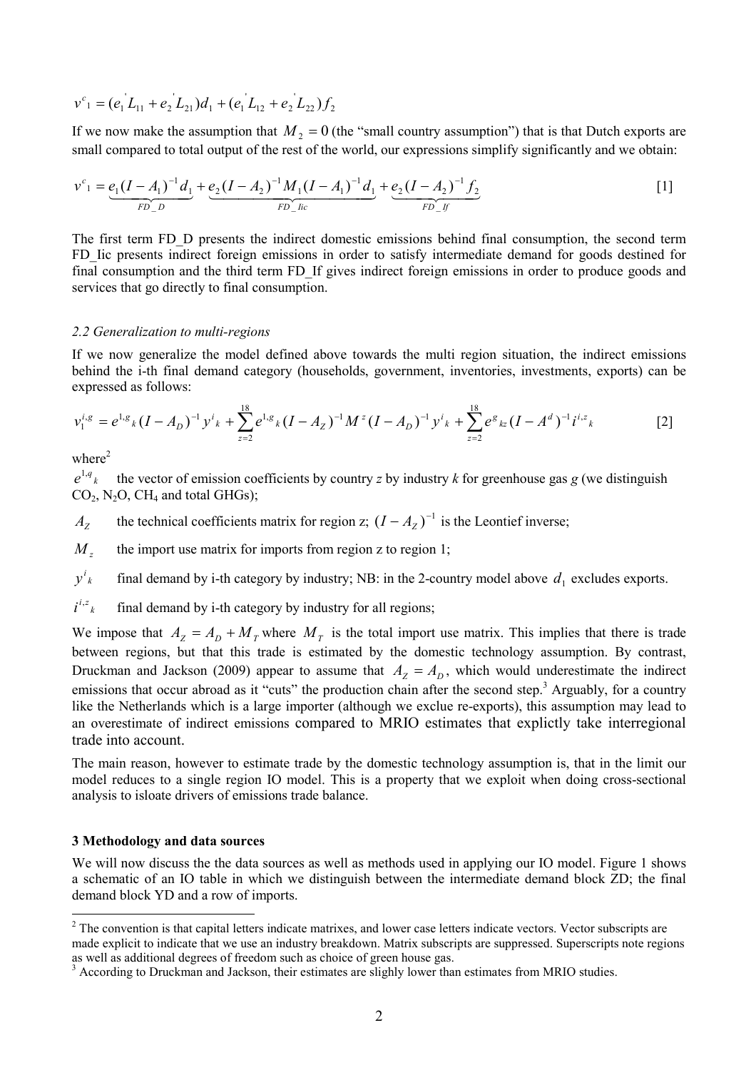$$v^{c}{}_1 = (e_1^{'} L_{11} + e_2^{'} L_{21}) d_1 + (e_1^{'} L_{12} + e_2^{'} L_{22}) f_2$$

If we now make the assumption that $M_2 = 0$ (the "small country assumption") that is that Dutch exports are small compared to total output of the rest of the world, our expressions simplify significantly and we obtain:

$$v^{c}{}_1 = \underbrace{e_1 (I - A_1)^{-1} d_1}_{FD\_D} + \underbrace{e_2 (I - A_2)^{-1} M_1 (I - A_1)^{-1} d_1}_{FD\_Iic} + \underbrace{e_2 (I - A_2)^{-1} f_2}_{FD\_If} \qquad [1]$$

The first term FD_D presents the indirect domestic emissions behind final consumption, the second term FD_Iic presents indirect foreign emissions in order to satisfy intermediate demand for goods destined for final consumption and the third term FD_If gives indirect foreign emissions in order to produce goods and services that go directly to final consumption.

### *2.2 Generalization to multi-regions*

If we now generalize the model defined above towards the multi region situation, the indirect emissions behind the i-th final demand category (households, government, inventories, investments, exports) can be expressed as follows:

$$v_1^{i,g} = e^{1,g}{}_k (I - A_D)^{-1} y^i{}_k + \sum_{z=2}^{18} e^{1,g}{}_k (I - A_Z)^{-1} M^z (I - A_D)^{-1} y^i{}_k + \sum_{z=2}^{18} e^g{}_{kz} (I - A^d)^{-1} i^{i,z}{}_k \qquad [2]$$

where[2]

$e^{1,q}{}_k$ the vector of emission coefficients by country *z* by industry *k* for greenhouse gas *g* (we distinguish $CO_2$, $N_2O$, $CH_4$ and total GHGs);

$A_Z$ the technical coefficients matrix for region z; $(I - A_Z)^{-1}$ is the Leontief inverse;

$M_z$ the import use matrix for imports from region z to region 1;

$y^i{}_k$ final demand by i-th category by industry; NB: in the 2-country model above $d_1$ excludes exports.

$i^{i,z}{}_k$ final demand by i-th category by industry for all regions;

We impose that $A_Z = A_D + M_T$ where $M_T$ is the total import use matrix. This implies that there is trade between regions, but that this trade is estimated by the domestic technology assumption. By contrast, Druckman and Jackson (2009) appear to assume that $A_Z = A_D$, which would underestimate the indirect emissions that occur abroad as it "cuts" the production chain after the second step.[3] Arguably, for a country like the Netherlands which is a large importer (although we exclue re-exports), this assumption may lead to an overestimate of indirect emissions compared to MRIO estimates that explictly take interregional trade into account.

The main reason, however to estimate trade by the domestic technology assumption is, that in the limit our model reduces to a single region IO model. This is a property that we exploit when doing cross-sectional analysis to isloate drivers of emissions trade balance.

## 3 Methodology and data sources

We will now discuss the the data sources as well as methods used in applying our IO model. Figure 1 shows a schematic of an IO table in which we distinguish between the intermediate demand block ZD; the final demand block YD and a row of imports.

---

[2] The convention is that capital letters indicate matrixes, and lower case letters indicate vectors. Vector subscripts are made explicit to indicate that we use an industry breakdown. Matrix subscripts are suppressed. Superscripts note regions as well as additional degrees of freedom such as choice of green house gas.

[3] According to Druckman and Jackson, their estimates are slighly lower than estimates from MRIO studies.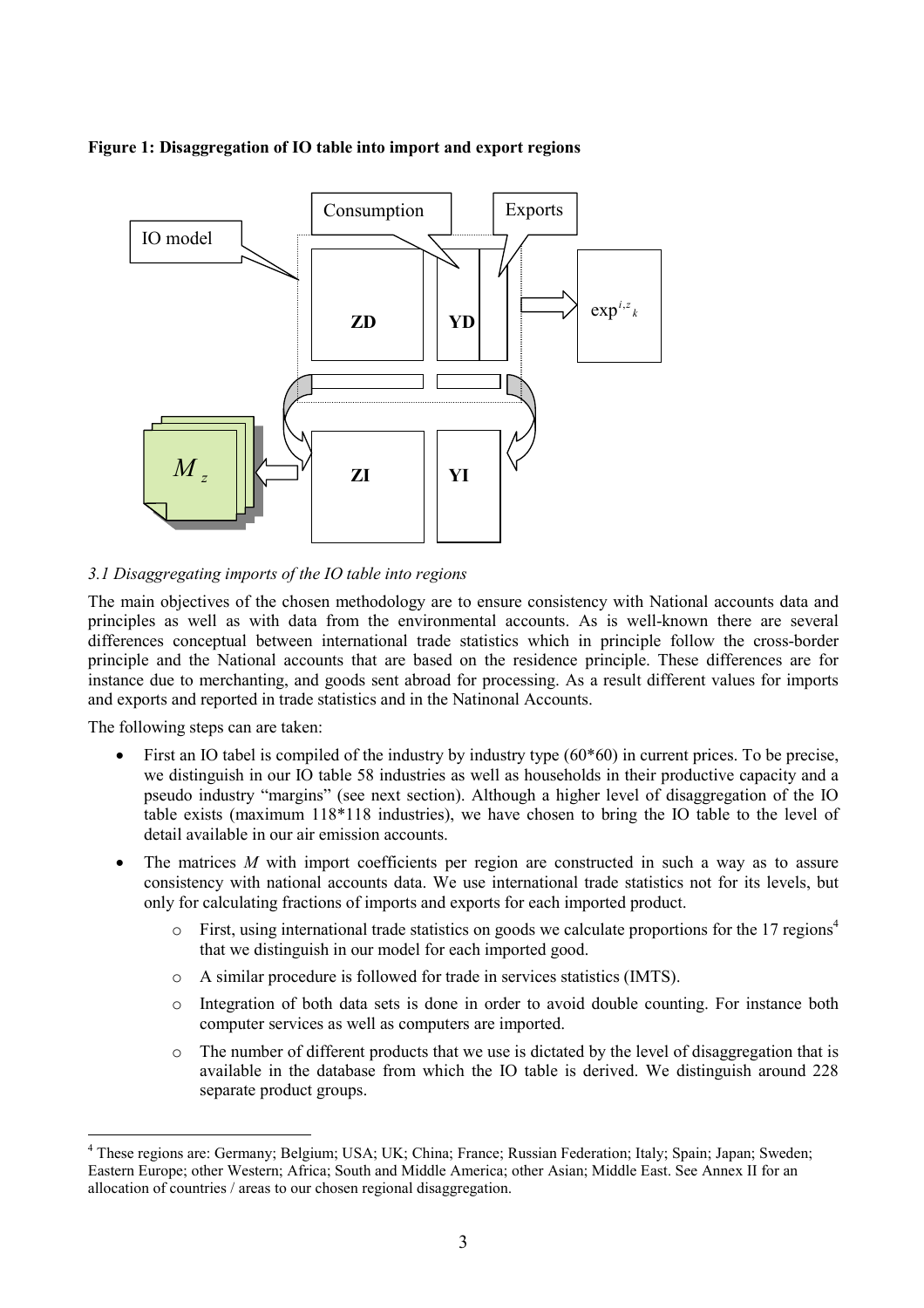**Figure 1: Disaggregation of IO table into import and export regions**

*3.1 Disaggregating imports of the IO table into regions*

The main objectives of the chosen methodology are to ensure consistency with National accounts data and principles as well as with data from the environmental accounts. As is well-known there are several differences conceptual between international trade statistics which in principle follow the cross-border principle and the National accounts that are based on the residence principle. These differences are for instance due to merchanting, and goods sent abroad for processing. As a result different values for imports and exports and reported in trade statistics and in the Natinonal Accounts.

The following steps can are taken:

- First an IO tabel is compiled of the industry by industry type (60*60) in current prices. To be precise, we distinguish in our IO table 58 industries as well as households in their productive capacity and a pseudo industry "margins" (see next section). Although a higher level of disaggregation of the IO table exists (maximum 118*118 industries), we have chosen to bring the IO table to the level of detail available in our air emission accounts.
- The matrices *M* with import coefficients per region are constructed in such a way as to assure consistency with national accounts data. We use international trade statistics not for its levels, but only for calculating fractions of imports and exports for each imported product.
    - First, using international trade statistics on goods we calculate proportions for the 17 regions[4] that we distinguish in our model for each imported good.
    - A similar procedure is followed for trade in services statistics (IMTS).
    - Integration of both data sets is done in order to avoid double counting. For instance both computer services as well as computers are imported.
    - The number of different products that we use is dictated by the level of disaggregation that is available in the database from which the IO table is derived. We distinguish around 228 separate product groups.

[4] These regions are: Germany; Belgium; USA; UK; China; France; Russian Federation; Italy; Spain; Japan; Sweden; Eastern Europe; other Western; Africa; South and Middle America; other Asian; Middle East. See Annex II for an allocation of countries / areas to our chosen regional disaggregation.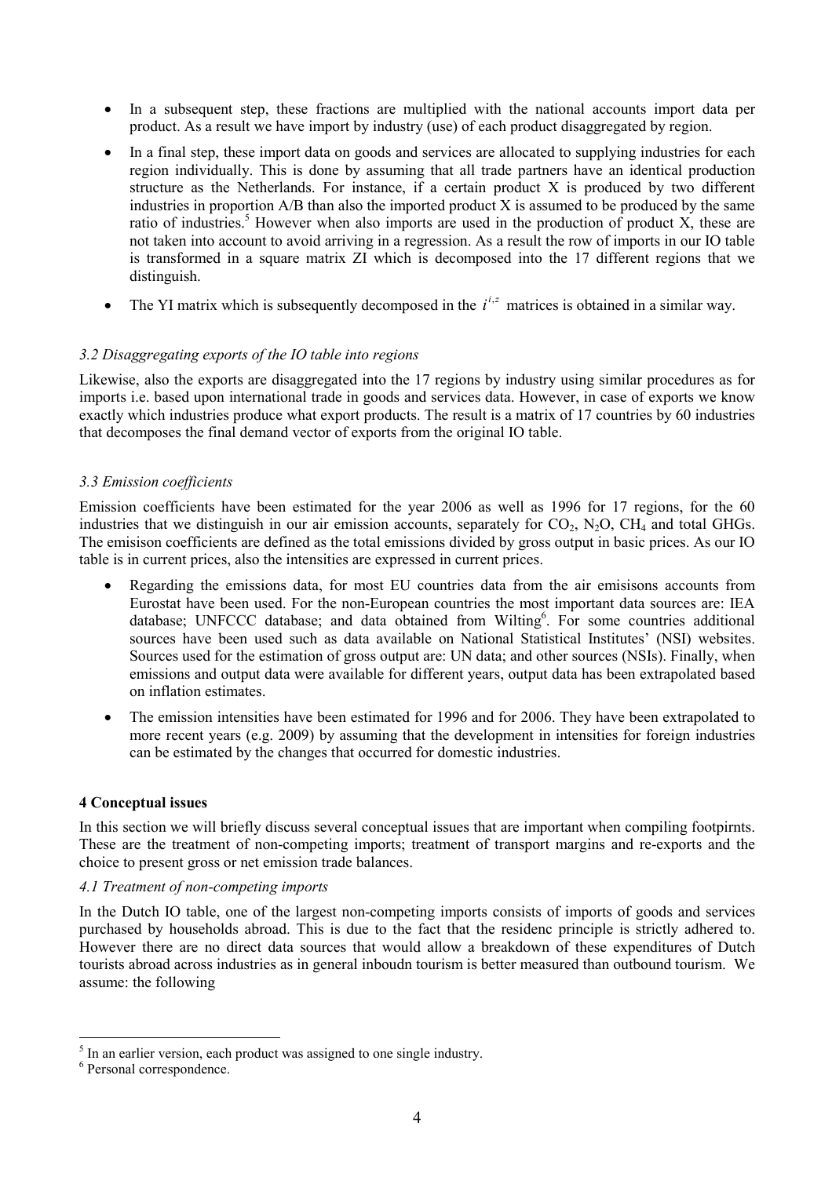- In a subsequent step, these fractions are multiplied with the national accounts import data per product. As a result we have import by industry (use) of each product disaggregated by region.
- In a final step, these import data on goods and services are allocated to supplying industries for each region individually. This is done by assuming that all trade partners have an identical production structure as the Netherlands. For instance, if a certain product X is produced by two different industries in proportion A/B than also the imported product X is assumed to be produced by the same ratio of industries.[5] However when also imports are used in the production of product X, these are not taken into account to avoid arriving in a regression. As a result the row of imports in our IO table is transformed in a square matrix ZI which is decomposed into the 17 different regions that we distinguish.
- The YI matrix which is subsequently decomposed in the $i^{i,z}$ matrices is obtained in a similar way.

### *3.2 Disaggregating exports of the IO table into regions*

Likewise, also the exports are disaggregated into the 17 regions by industry using similar procedures as for imports i.e. based upon international trade in goods and services data. However, in case of exports we know exactly which industries produce what export products. The result is a matrix of 17 countries by 60 industries that decomposes the final demand vector of exports from the original IO table.

### *3.3 Emission coefficients*

Emission coefficients have been estimated for the year 2006 as well as 1996 for 17 regions, for the 60 industries that we distinguish in our air emission accounts, separately for $CO_2$, $N_2O$, $CH_4$ and total GHGs. The emisison coefficients are defined as the total emissions divided by gross output in basic prices. As our IO table is in current prices, also the intensities are expressed in current prices.

- Regarding the emissions data, for most EU countries data from the air emisisons accounts from Eurostat have been used. For the non-European countries the most important data sources are: IEA database; UNFCCC database; and data obtained from Wilting[6]. For some countries additional sources have been used such as data available on National Statistical Institutes' (NSI) websites. Sources used for the estimation of gross output are: UN data; and other sources (NSIs). Finally, when emissions and output data were available for different years, output data has been extrapolated based on inflation estimates.
- The emission intensities have been estimated for 1996 and for 2006. They have been extrapolated to more recent years (e.g. 2009) by assuming that the development in intensities for foreign industries can be estimated by the changes that occurred for domestic industries.

## 4 Conceptual issues

In this section we will briefly discuss several conceptual issues that are important when compiling footpirnts. These are the treatment of non-competing imports; treatment of transport margins and re-exports and the choice to present gross or net emission trade balances.

### *4.1 Treatment of non-competing imports*

In the Dutch IO table, one of the largest non-competing imports consists of imports of goods and services purchased by households abroad. This is due to the fact that the residenc principle is strictly adhered to. However there are no direct data sources that would allow a breakdown of these expenditures of Dutch tourists abroad across industries as in general inboudn tourism is better measured than outbound tourism. We assume: the following

[5] In an earlier version, each product was assigned to one single industry.

[6] Personal correspondence.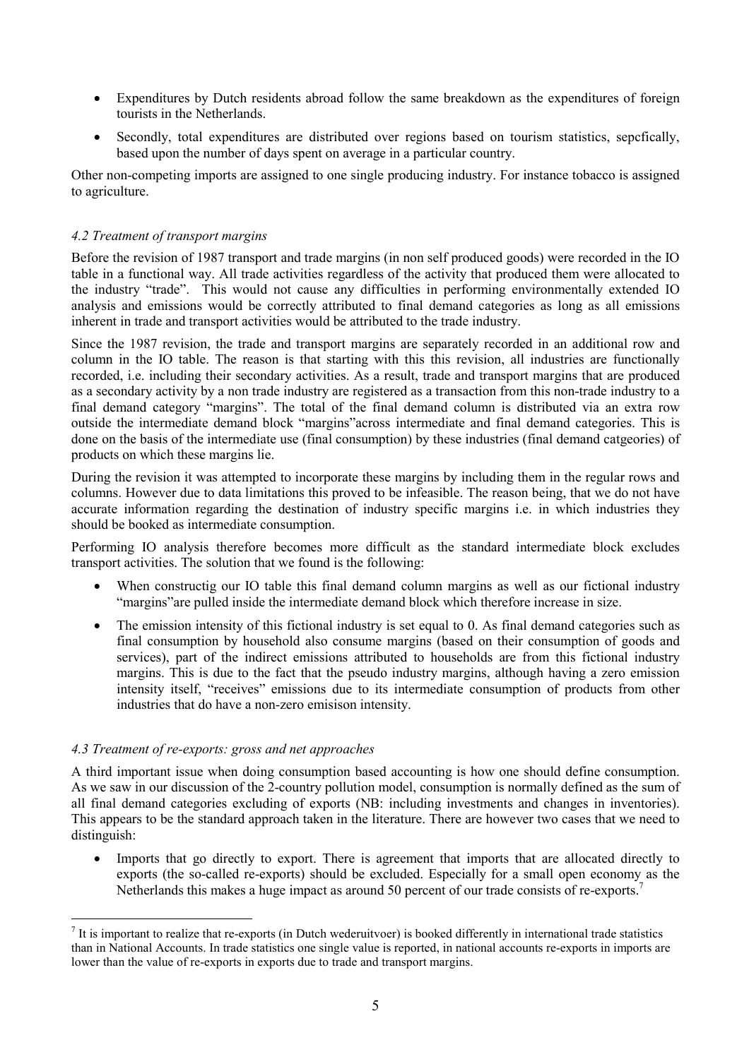- Expenditures by Dutch residents abroad follow the same breakdown as the expenditures of foreign tourists in the Netherlands.
- Secondly, total expenditures are distributed over regions based on tourism statistics, sepcfically, based upon the number of days spent on average in a particular country.

Other non-competing imports are assigned to one single producing industry. For instance tobacco is assigned to agriculture.

### *4.2 Treatment of transport margins*

Before the revision of 1987 transport and trade margins (in non self produced goods) were recorded in the IO table in a functional way. All trade activities regardless of the activity that produced them were allocated to the industry "trade". This would not cause any difficulties in performing environmentally extended IO analysis and emissions would be correctly attributed to final demand categories as long as all emissions inherent in trade and transport activities would be attributed to the trade industry.

Since the 1987 revision, the trade and transport margins are separately recorded in an additional row and column in the IO table. The reason is that starting with this this revision, all industries are functionally recorded, i.e. including their secondary activities. As a result, trade and transport margins that are produced as a secondary activity by a non trade industry are registered as a transaction from this non-trade industry to a final demand category "margins". The total of the final demand column is distributed via an extra row outside the intermediate demand block "margins"across intermediate and final demand categories. This is done on the basis of the intermediate use (final consumption) by these industries (final demand catgeories) of products on which these margins lie.

During the revision it was attempted to incorporate these margins by including them in the regular rows and columns. However due to data limitations this proved to be infeasible. The reason being, that we do not have accurate information regarding the destination of industry specific margins i.e. in which industries they should be booked as intermediate consumption.

Performing IO analysis therefore becomes more difficult as the standard intermediate block excludes transport activities. The solution that we found is the following:

- When constructig our IO table this final demand column margins as well as our fictional industry "margins"are pulled inside the intermediate demand block which therefore increase in size.
- The emission intensity of this fictional industry is set equal to 0. As final demand categories such as final consumption by household also consume margins (based on their consumption of goods and services), part of the indirect emissions attributed to households are from this fictional industry margins. This is due to the fact that the pseudo industry margins, although having a zero emission intensity itself, "receives" emissions due to its intermediate consumption of products from other industries that do have a non-zero emisison intensity.

### *4.3 Treatment of re-exports: gross and net approaches*

A third important issue when doing consumption based accounting is how one should define consumption. As we saw in our discussion of the 2-country pollution model, consumption is normally defined as the sum of all final demand categories excluding of exports (NB: including investments and changes in inventories). This appears to be the standard approach taken in the literature. There are however two cases that we need to distinguish:

- Imports that go directly to export. There is agreement that imports that are allocated directly to exports (the so-called re-exports) should be excluded. Especially for a small open economy as the Netherlands this makes a huge impact as around 50 percent of our trade consists of re-exports.[7]

---

[7] It is important to realize that re-exports (in Dutch wederuitvoer) is booked differently in international trade statistics than in National Accounts. In trade statistics one single value is reported, in national accounts re-exports in imports are lower than the value of re-exports in exports due to trade and transport margins.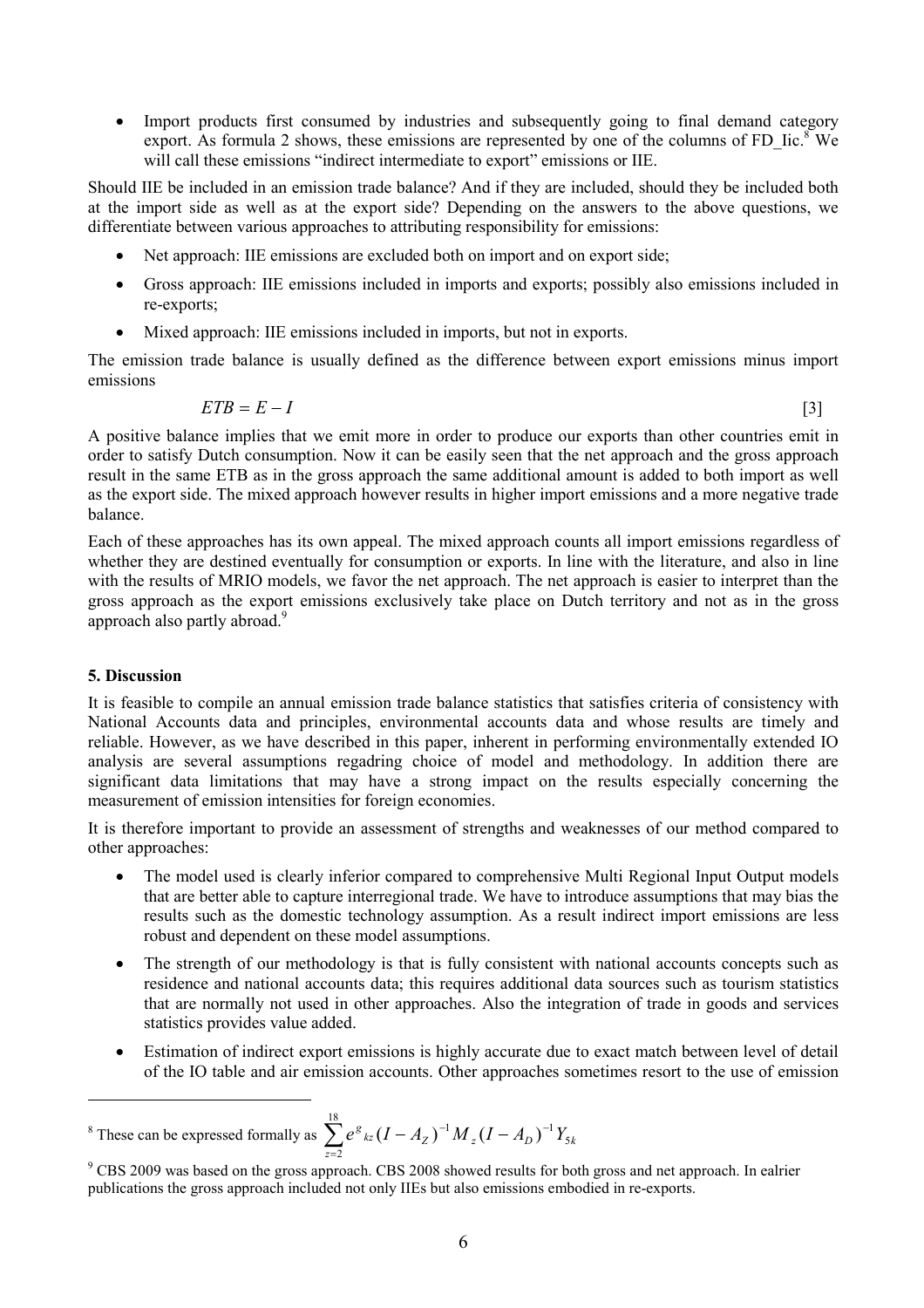- Import products first consumed by industries and subsequently going to final demand category export. As formula 2 shows, these emissions are represented by one of the columns of FD_Iic.[8] We will call these emissions "indirect intermediate to export" emissions or IIE.

Should IIE be included in an emission trade balance? And if they are included, should they be included both at the import side as well as at the export side? Depending on the answers to the above questions, we differentiate between various approaches to attributing responsibility for emissions:

- Net approach: IIE emissions are excluded both on import and on export side;
- Gross approach: IIE emissions included in imports and exports; possibly also emissions included in re-exports;
- Mixed approach: IIE emissions included in imports, but not in exports.

The emission trade balance is usually defined as the difference between export emissions minus import emissions

$$ETB = E - I \qquad [3]$$

A positive balance implies that we emit more in order to produce our exports than other countries emit in order to satisfy Dutch consumption. Now it can be easily seen that the net approach and the gross approach result in the same ETB as in the gross approach the same additional amount is added to both import as well as the export side. The mixed approach however results in higher import emissions and a more negative trade balance.

Each of these approaches has its own appeal. The mixed approach counts all import emissions regardless of whether they are destined eventually for consumption or exports. In line with the literature, and also in line with the results of MRIO models, we favor the net approach. The net approach is easier to interpret than the gross approach as the export emissions exclusively take place on Dutch territory and not as in the gross approach also partly abroad.[9]

**5. Discussion**

It is feasible to compile an annual emission trade balance statistics that satisfies criteria of consistency with National Accounts data and principles, environmental accounts data and whose results are timely and reliable. However, as we have described in this paper, inherent in performing environmentally extended IO analysis are several assumptions regadring choice of model and methodology. In addition there are significant data limitations that may have a strong impact on the results especially concerning the measurement of emission intensities for foreign economies.

It is therefore important to provide an assessment of strengths and weaknesses of our method compared to other approaches:

- The model used is clearly inferior compared to comprehensive Multi Regional Input Output models that are better able to capture interregional trade. We have to introduce assumptions that may bias the results such as the domestic technology assumption. As a result indirect import emissions are less robust and dependent on these model assumptions.
- The strength of our methodology is that is fully consistent with national accounts concepts such as residence and national accounts data; this requires additional data sources such as tourism statistics that are normally not used in other approaches. Also the integration of trade in goods and services statistics provides value added.
- Estimation of indirect export emissions is highly accurate due to exact match between level of detail of the IO table and air emission accounts. Other approaches sometimes resort to the use of emission

---

[8] These can be expressed formally as $\sum_{z=2}^{18} e^{g}{}_{kz}(I - A_Z)^{-1} M_z (I - A_D)^{-1} Y_{5k}$

[9] CBS 2009 was based on the gross approach. CBS 2008 showed results for both gross and net approach. In ealrier publications the gross approach included not only IIEs but also emissions embodied in re-exports.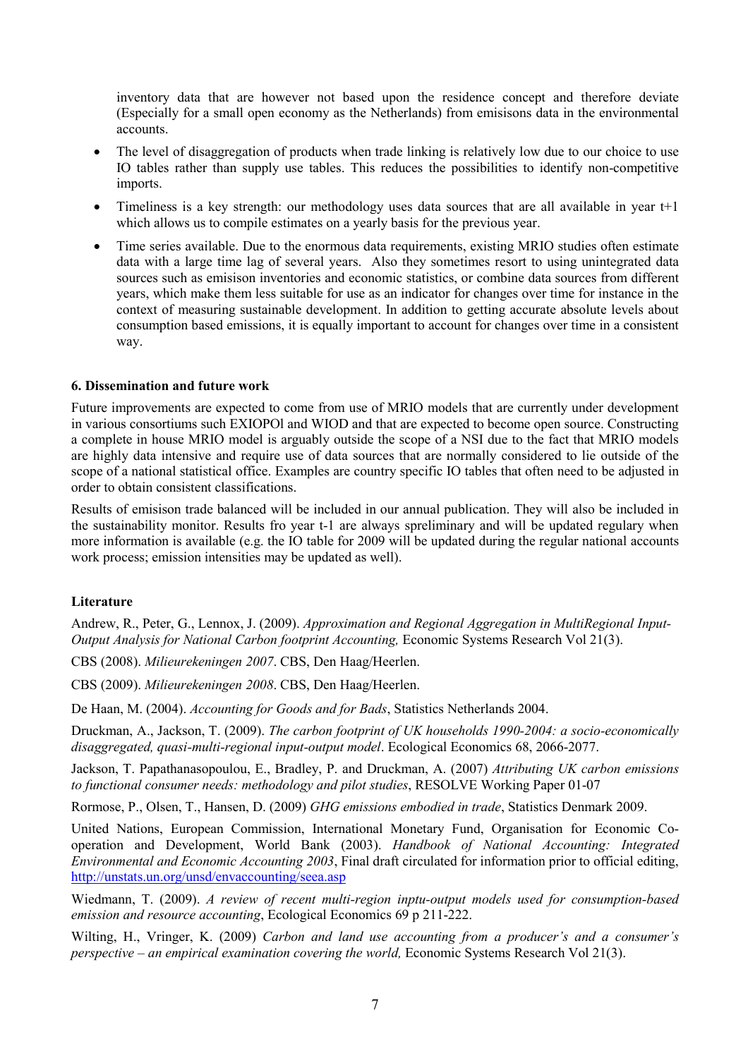inventory data that are however not based upon the residence concept and therefore deviate (Especially for a small open economy as the Netherlands) from emisisons data in the environmental accounts.

- The level of disaggregation of products when trade linking is relatively low due to our choice to use IO tables rather than supply use tables. This reduces the possibilities to identify non-competitive imports.
- Timeliness is a key strength: our methodology uses data sources that are all available in year t+1 which allows us to compile estimates on a yearly basis for the previous year.
- Time series available. Due to the enormous data requirements, existing MRIO studies often estimate data with a large time lag of several years. Also they sometimes resort to using unintegrated data sources such as emisison inventories and economic statistics, or combine data sources from different years, which make them less suitable for use as an indicator for changes over time for instance in the context of measuring sustainable development. In addition to getting accurate absolute levels about consumption based emissions, it is equally important to account for changes over time in a consistent way.

### 6. Dissemination and future work

Future improvements are expected to come from use of MRIO models that are currently under development in various consortiums such EXIOPOl and WIOD and that are expected to become open source. Constructing a complete in house MRIO model is arguably outside the scope of a NSI due to the fact that MRIO models are highly data intensive and require use of data sources that are normally considered to lie outside of the scope of a national statistical office. Examples are country specific IO tables that often need to be adjusted in order to obtain consistent classifications.

Results of emisison trade balanced will be included in our annual publication. They will also be included in the sustainability monitor. Results fro year t-1 are always spreliminary and will be updated regulary when more information is available (e.g. the IO table for 2009 will be updated during the regular national accounts work process; emission intensities may be updated as well).

### Literature

Andrew, R., Peter, G., Lennox, J. (2009). *Approximation and Regional Aggregation in MultiRegional Input-Output Analysis for National Carbon footprint Accounting,* Economic Systems Research Vol 21(3).

CBS (2008). *Milieurekeningen 2007*. CBS, Den Haag/Heerlen.

CBS (2009). *Milieurekeningen 2008*. CBS, Den Haag/Heerlen.

De Haan, M. (2004). *Accounting for Goods and for Bads*, Statistics Netherlands 2004.

Druckman, A., Jackson, T. (2009). *The carbon footprint of UK households 1990-2004: a socio-economically disaggregated, quasi-multi-regional input-output model*. Ecological Economics 68, 2066-2077.

Jackson, T. Papathanasopoulou, E., Bradley, P. and Druckman, A. (2007) *Attributing UK carbon emissions to functional consumer needs: methodology and pilot studies*, RESOLVE Working Paper 01-07

Rormose, P., Olsen, T., Hansen, D. (2009) *GHG emissions embodied in trade*, Statistics Denmark 2009.

United Nations, European Commission, International Monetary Fund, Organisation for Economic Co-operation and Development, World Bank (2003). *Handbook of National Accounting: Integrated Environmental and Economic Accounting 2003*, Final draft circulated for information prior to official editing, http://unstats.un.org/unsd/envaccounting/seea.asp

Wiedmann, T. (2009). *A review of recent multi-region inptu-output models used for consumption-based emission and resource accounting*, Ecological Economics 69 p 211-222.

Wilting, H., Vringer, K. (2009) *Carbon and land use accounting from a producer's and a consumer's perspective – an empirical examination covering the world,* Economic Systems Research Vol 21(3).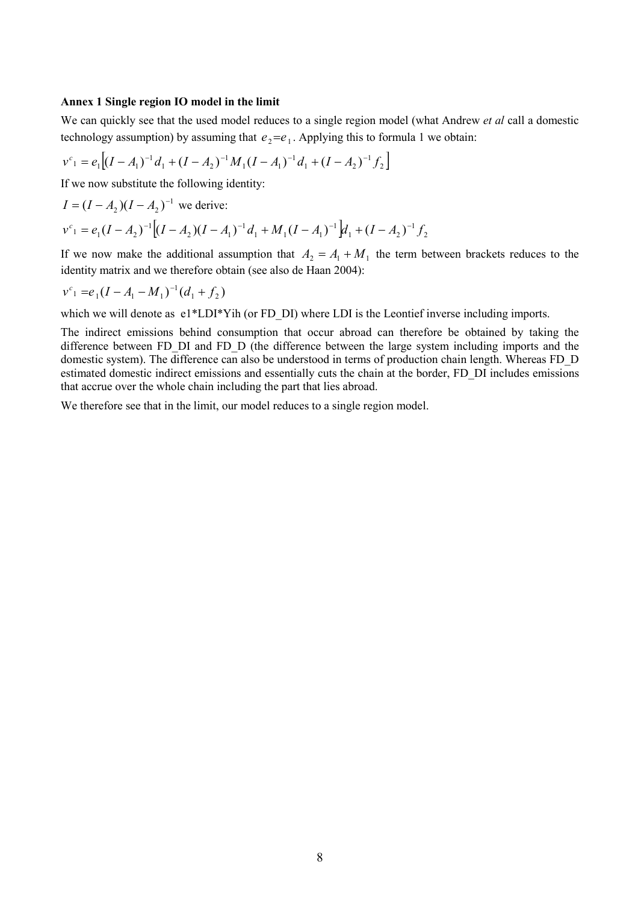**Annex 1 Single region IO model in the limit**

We can quickly see that the used model reduces to a single region model (what Andrew *et al* call a domestic technology assumption) by assuming that $e_2 = e_1$. Applying this to formula 1 we obtain:

$$v^c{}_1 = e_1\left[(I - A_1)^{-1} d_1 + (I - A_2)^{-1} M_1 (I - A_1)^{-1} d_1 + (I - A_2)^{-1} f_2\right]$$

If we now substitute the following identity:

$I = (I - A_2)(I - A_2)^{-1}$ we derive:

$$v^c{}_1 = e_1 (I - A_2)^{-1}\left[(I - A_2)(I - A_1)^{-1} d_1 + M_1 (I - A_1)^{-1}\right] d_1 + (I - A_2)^{-1} f_2$$

If we now make the additional assumption that $A_2 = A_1 + M_1$ the term between brackets reduces to the identity matrix and we therefore obtain (see also de Haan 2004):

$$v^c{}_1 = e_1 (I - A_1 - M_1)^{-1} (d_1 + f_2)$$

which we will denote as e1*LDI*Yih (or FD_DI) where LDI is the Leontief inverse including imports.

The indirect emissions behind consumption that occur abroad can therefore be obtained by taking the difference between FD_DI and FD_D (the difference between the large system including imports and the domestic system). The difference can also be understood in terms of production chain length. Whereas FD_D estimated domestic indirect emissions and essentially cuts the chain at the border, FD_DI includes emissions that accrue over the whole chain including the part that lies abroad.

We therefore see that in the limit, our model reduces to a single region model.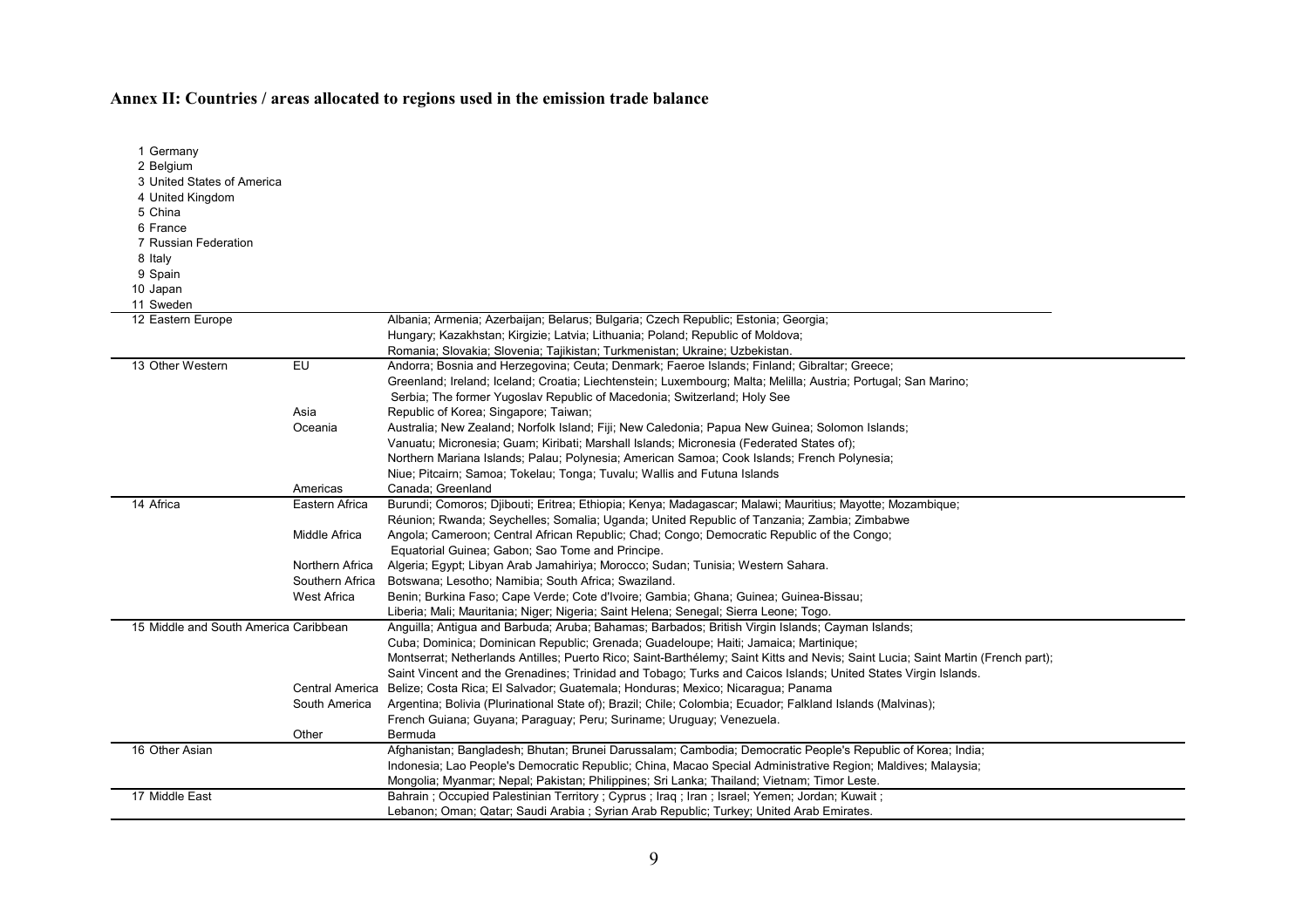## Annex II: Countries / areas allocated to regions used in the emission trade balance

| | | |
|---|---|---|
| 1 Germany | | |
| 2 Belgium | | |
| 3 United States of America | | |
| 4 United Kingdom | | |
| 5 China | | |
| 6 France | | |
| 7 Russian Federation | | |
| 8 Italy | | |
| 9 Spain | | |
| 10 Japan | | |
| 11 Sweden | | |
| 12 Eastern Europe | | Albania; Armenia; Azerbaijan; Belarus; Bulgaria; Czech Republic; Estonia; Georgia; Hungary; Kazakhstan; Kirgizie; Latvia; Lithuania; Poland; Republic of Moldova; Romania; Slovakia; Slovenia; Tajikistan; Turkmenistan; Ukraine; Uzbekistan. |
| 13 Other Western | EU | Andorra; Bosnia and Herzegovina; Ceuta; Denmark; Faeroe Islands; Finland; Gibraltar; Greece; Greenland; Ireland; Iceland; Croatia; Liechtenstein; Luxembourg; Malta; Melilla; Austria; Portugal; San Marino; Serbia; The former Yugoslav Republic of Macedonia; Switzerland; Holy See |
| | Asia | Republic of Korea; Singapore; Taiwan; |
| | Oceania | Australia; New Zealand; Norfolk Island; Fiji; New Caledonia; Papua New Guinea; Solomon Islands; Vanuatu; Micronesia; Guam; Kiribati; Marshall Islands; Micronesia (Federated States of); Northern Mariana Islands; Palau; Polynesia; American Samoa; Cook Islands; French Polynesia; Niue; Pitcairn; Samoa; Tokelau; Tonga; Tuvalu; Wallis and Futuna Islands |
| | Americas | Canada; Greenland |
| 14 Africa | Eastern Africa | Burundi; Comoros; Djibouti; Eritrea; Ethiopia; Kenya; Madagascar; Malawi; Mauritius; Mayotte; Mozambique; Réunion; Rwanda; Seychelles; Somalia; Uganda; United Republic of Tanzania; Zambia; Zimbabwe |
| | Middle Africa | Angola; Cameroon; Central African Republic; Chad; Congo; Democratic Republic of the Congo; Equatorial Guinea; Gabon; Sao Tome and Principe. |
| | Northern Africa | Algeria; Egypt; Libyan Arab Jamahiriya; Morocco; Sudan; Tunisia; Western Sahara. |
| | Southern Africa | Botswana; Lesotho; Namibia; South Africa; Swaziland. |
| | West Africa | Benin; Burkina Faso; Cape Verde; Cote d'Ivoire; Gambia; Ghana; Guinea; Guinea-Bissau; Liberia; Mali; Mauritania; Niger; Nigeria; Saint Helena; Senegal; Sierra Leone; Togo. |
| 15 Middle and South America | Caribbean | Anguilla; Antigua and Barbuda; Aruba; Bahamas; Barbados; British Virgin Islands; Cayman Islands; Cuba; Dominica; Dominican Republic; Grenada; Guadeloupe; Haiti; Jamaica; Martinique; Montserrat; Netherlands Antilles; Puerto Rico; Saint-Barthélemy; Saint Kitts and Nevis; Saint Lucia; Saint Martin (French part); Saint Vincent and the Grenadines; Trinidad and Tobago; Turks and Caicos Islands; United States Virgin Islands. |
| | Central America | Belize; Costa Rica; El Salvador; Guatemala; Honduras; Mexico; Nicaragua; Panama |
| | South America | Argentina; Bolivia (Plurinational State of); Brazil; Chile; Colombia; Ecuador; Falkland Islands (Malvinas); French Guiana; Guyana; Paraguay; Peru; Suriname; Uruguay; Venezuela. |
| | Other | Bermuda |
| 16 Other Asian | | Afghanistan; Bangladesh; Bhutan; Brunei Darussalam; Cambodia; Democratic People's Republic of Korea; India; Indonesia; Lao People's Democratic Republic; China, Macao Special Administrative Region; Maldives; Malaysia; Mongolia; Myanmar; Nepal; Pakistan; Philippines; Sri Lanka; Thailand; Vietnam; Timor Leste. |
| 17 Middle East | | Bahrain ; Occupied Palestinian Territory ; Cyprus ; Iraq ; Iran ; Israel; Yemen; Jordan; Kuwait ; Lebanon; Oman; Qatar; Saudi Arabia ; Syrian Arab Republic; Turkey; United Arab Emirates. |